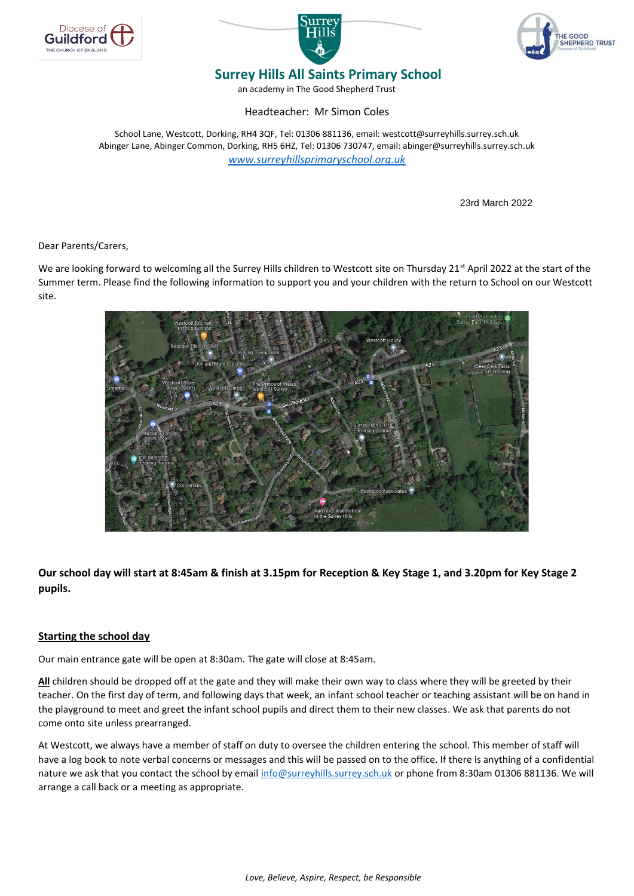Diocese of Guildford
THE CHURCH OF ENGLAND

Surrey Hills

THE GOOD SHEPHERD TRUST
Diocese of Guildford

# Surrey Hills All Saints Primary School

an academy in The Good Shepherd Trust

Headteacher: Mr Simon Coles

School Lane, Westcott, Dorking, RH4 3QF, Tel: 01306 881136, email: westcott@surreyhills.surrey.sch.uk
Abinger Lane, Abinger Common, Dorking, RH5 6HZ, Tel: 01306 730747, email: abinger@surreyhills.surrey.sch.uk
[www.surreyhillsprimaryschool.org.uk](http://www.surreyhillsprimaryschool.org.uk)

23rd March 2022

Dear Parents/Carers,

We are looking forward to welcoming all the Surrey Hills children to Westcott site on Thursday 21st April 2022 at the start of the Summer term. Please find the following information to support you and your children with the return to School on our Westcott site.

**Our school day will start at 8:45am & finish at 3.15pm for Reception & Key Stage 1, and 3.20pm for Key Stage 2 pupils.**

## Starting the school day

Our main entrance gate will be open at 8:30am. The gate will close at 8:45am.

**All** children should be dropped off at the gate and they will make their own way to class where they will be greeted by their teacher. On the first day of term, and following days that week, an infant school teacher or teaching assistant will be on hand in the playground to meet and greet the infant school pupils and direct them to their new classes. We ask that parents do not come onto site unless prearranged.

At Westcott, we always have a member of staff on duty to oversee the children entering the school. This member of staff will have a log book to note verbal concerns or messages and this will be passed on to the office. If there is anything of a confidential nature we ask that you contact the school by email info@surreyhills.surrey.sch.uk or phone from 8:30am 01306 881136. We will arrange a call back or a meeting as appropriate.

*Love, Believe, Aspire, Respect, be Responsible*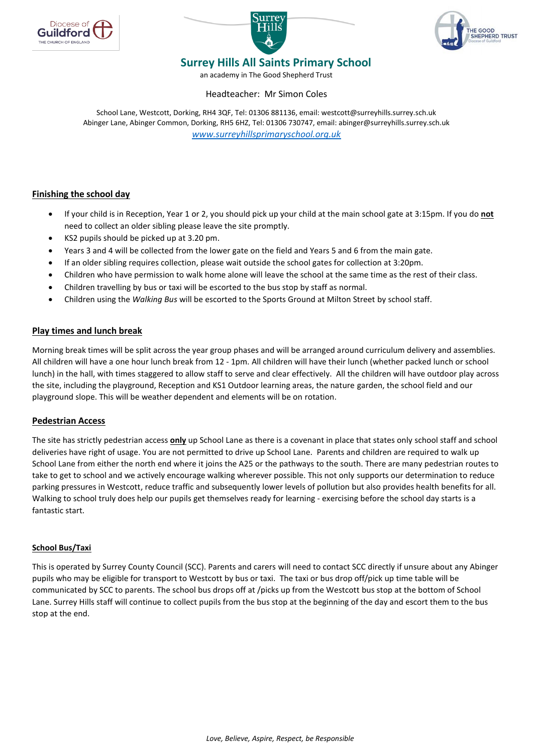## Surrey Hills All Saints Primary School

an academy in The Good Shepherd Trust

Headteacher: Mr Simon Coles

School Lane, Westcott, Dorking, RH4 3QF, Tel: 01306 881136, email: westcott@surreyhills.surrey.sch.uk
Abinger Lane, Abinger Common, Dorking, RH5 6HZ, Tel: 01306 730747, email: abinger@surreyhills.surrey.sch.uk
www.surreyhillsprimaryschool.org.uk

### Finishing the school day

- If your child is in Reception, Year 1 or 2, you should pick up your child at the main school gate at 3:15pm. If you do **not** need to collect an older sibling please leave the site promptly.
- KS2 pupils should be picked up at 3.20 pm.
- Years 3 and 4 will be collected from the lower gate on the field and Years 5 and 6 from the main gate.
- If an older sibling requires collection, please wait outside the school gates for collection at 3:20pm.
- Children who have permission to walk home alone will leave the school at the same time as the rest of their class.
- Children travelling by bus or taxi will be escorted to the bus stop by staff as normal.
- Children using the *Walking Bus* will be escorted to the Sports Ground at Milton Street by school staff.

### Play times and lunch break

Morning break times will be split across the year group phases and will be arranged around curriculum delivery and assemblies. All children will have a one hour lunch break from 12 - 1pm. All children will have their lunch (whether packed lunch or school lunch) in the hall, with times staggered to allow staff to serve and clear effectively. All the children will have outdoor play across the site, including the playground, Reception and KS1 Outdoor learning areas, the nature garden, the school field and our playground slope. This will be weather dependent and elements will be on rotation.

### Pedestrian Access

The site has strictly pedestrian access **only** up School Lane as there is a covenant in place that states only school staff and school deliveries have right of usage. You are not permitted to drive up School Lane. Parents and children are required to walk up School Lane from either the north end where it joins the A25 or the pathways to the south. There are many pedestrian routes to take to get to school and we actively encourage walking wherever possible. This not only supports our determination to reduce parking pressures in Westcott, reduce traffic and subsequently lower levels of pollution but also provides health benefits for all. Walking to school truly does help our pupils get themselves ready for learning - exercising before the school day starts is a fantastic start.

#### School Bus/Taxi

This is operated by Surrey County Council (SCC). Parents and carers will need to contact SCC directly if unsure about any Abinger pupils who may be eligible for transport to Westcott by bus or taxi. The taxi or bus drop off/pick up time table will be communicated by SCC to parents. The school bus drops off at /picks up from the Westcott bus stop at the bottom of School Lane. Surrey Hills staff will continue to collect pupils from the bus stop at the beginning of the day and escort them to the bus stop at the end.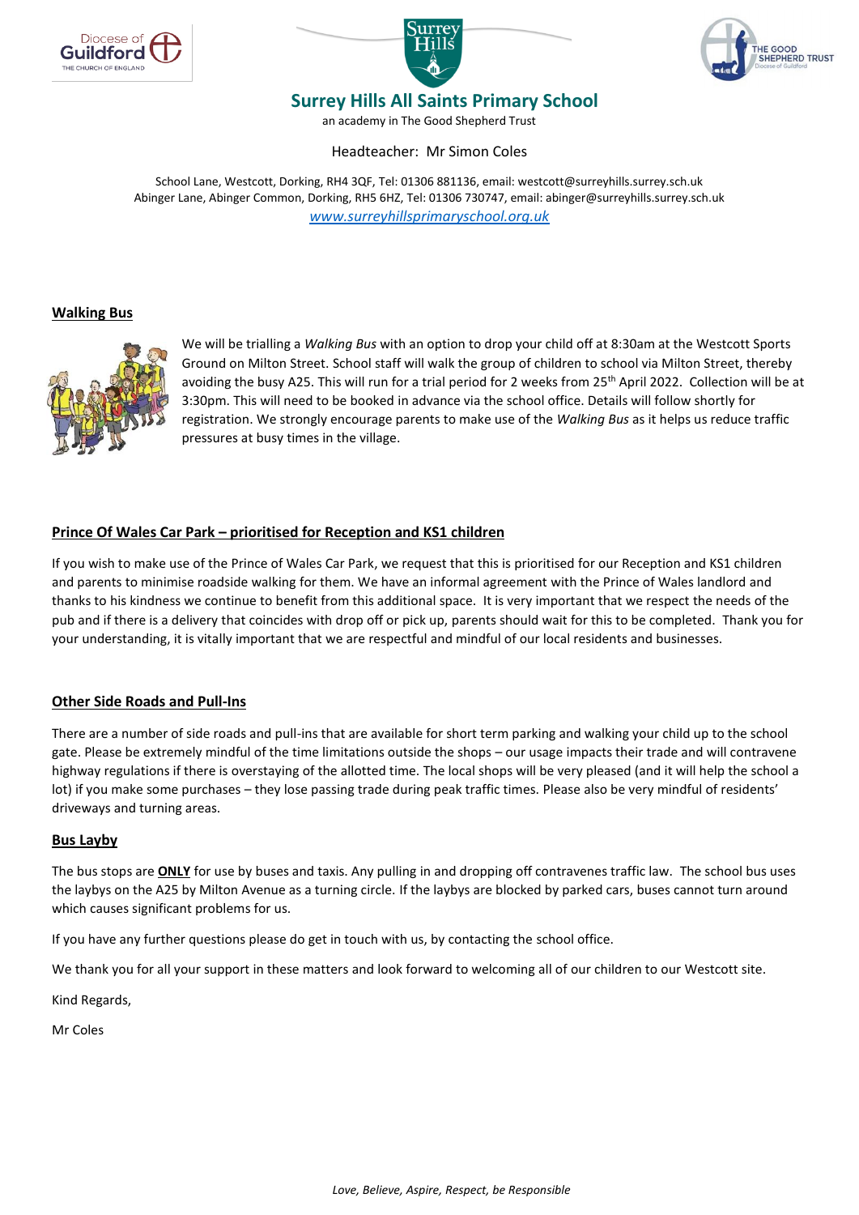# Surrey Hills All Saints Primary School

an academy in The Good Shepherd Trust

Headteacher: Mr Simon Coles

School Lane, Westcott, Dorking, RH4 3QF, Tel: 01306 881136, email: westcott@surreyhills.surrey.sch.uk
Abinger Lane, Abinger Common, Dorking, RH5 6HZ, Tel: 01306 730747, email: abinger@surreyhills.surrey.sch.uk
*www.surreyhillsprimaryschool.org.uk*

## Walking Bus

We will be trialling a *Walking Bus* with an option to drop your child off at 8:30am at the Westcott Sports Ground on Milton Street. School staff will walk the group of children to school via Milton Street, thereby avoiding the busy A25. This will run for a trial period for 2 weeks from 25th April 2022. Collection will be at 3:30pm. This will need to be booked in advance via the school office. Details will follow shortly for registration. We strongly encourage parents to make use of the *Walking Bus* as it helps us reduce traffic pressures at busy times in the village.

## Prince Of Wales Car Park – prioritised for Reception and KS1 children

If you wish to make use of the Prince of Wales Car Park, we request that this is prioritised for our Reception and KS1 children and parents to minimise roadside walking for them. We have an informal agreement with the Prince of Wales landlord and thanks to his kindness we continue to benefit from this additional space. It is very important that we respect the needs of the pub and if there is a delivery that coincides with drop off or pick up, parents should wait for this to be completed. Thank you for your understanding, it is vitally important that we are respectful and mindful of our local residents and businesses.

## Other Side Roads and Pull-Ins

There are a number of side roads and pull-ins that are available for short term parking and walking your child up to the school gate. Please be extremely mindful of the time limitations outside the shops – our usage impacts their trade and will contravene highway regulations if there is overstaying of the allotted time. The local shops will be very pleased (and it will help the school a lot) if you make some purchases – they lose passing trade during peak traffic times. Please also be very mindful of residents' driveways and turning areas.

## Bus Layby

The bus stops are **ONLY** for use by buses and taxis. Any pulling in and dropping off contravenes traffic law. The school bus uses the laybys on the A25 by Milton Avenue as a turning circle. If the laybys are blocked by parked cars, buses cannot turn around which causes significant problems for us.

If you have any further questions please do get in touch with us, by contacting the school office.

We thank you for all your support in these matters and look forward to welcoming all of our children to our Westcott site.

Kind Regards,

Mr Coles

*Love, Believe, Aspire, Respect, be Responsible*